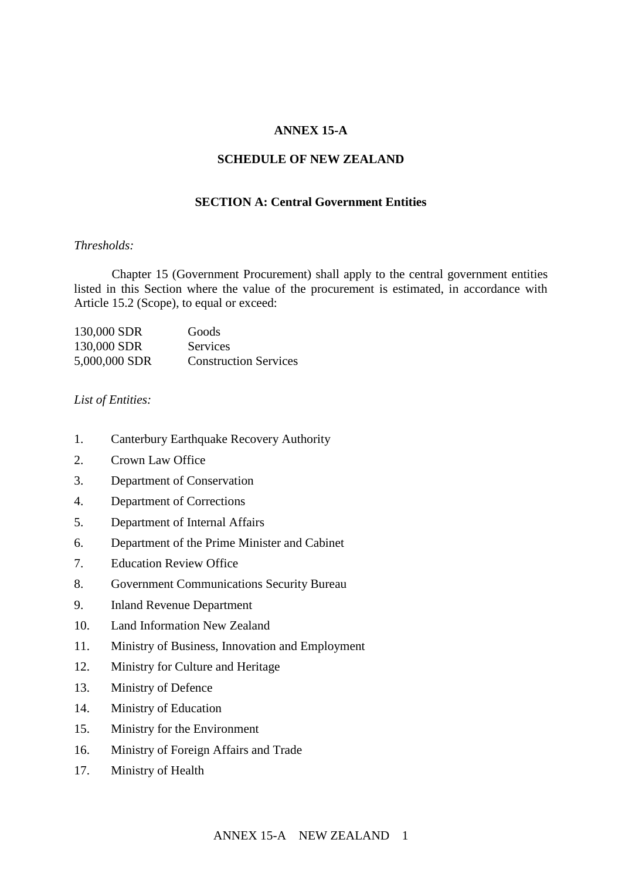# ANNEX 15-A

## SCHEDULE OF NEW ZEALAND

### SECTION A: Central Government Entities

*Thresholds:*

Chapter 15 (Government Procurement) shall apply to the central government entities listed in this Section where the value of the procurement is estimated, in accordance with Article 15.2 (Scope), to equal or exceed:

| | |
|---|---|
| 130,000 SDR | Goods |
| 130,000 SDR | Services |
| 5,000,000 SDR | Construction Services |

*List of Entities:*

1. Canterbury Earthquake Recovery Authority
2. Crown Law Office
3. Department of Conservation
4. Department of Corrections
5. Department of Internal Affairs
6. Department of the Prime Minister and Cabinet
7. Education Review Office
8. Government Communications Security Bureau
9. Inland Revenue Department
10. Land Information New Zealand
11. Ministry of Business, Innovation and Employment
12. Ministry for Culture and Heritage
13. Ministry of Defence
14. Ministry of Education
15. Ministry for the Environment
16. Ministry of Foreign Affairs and Trade
17. Ministry of Health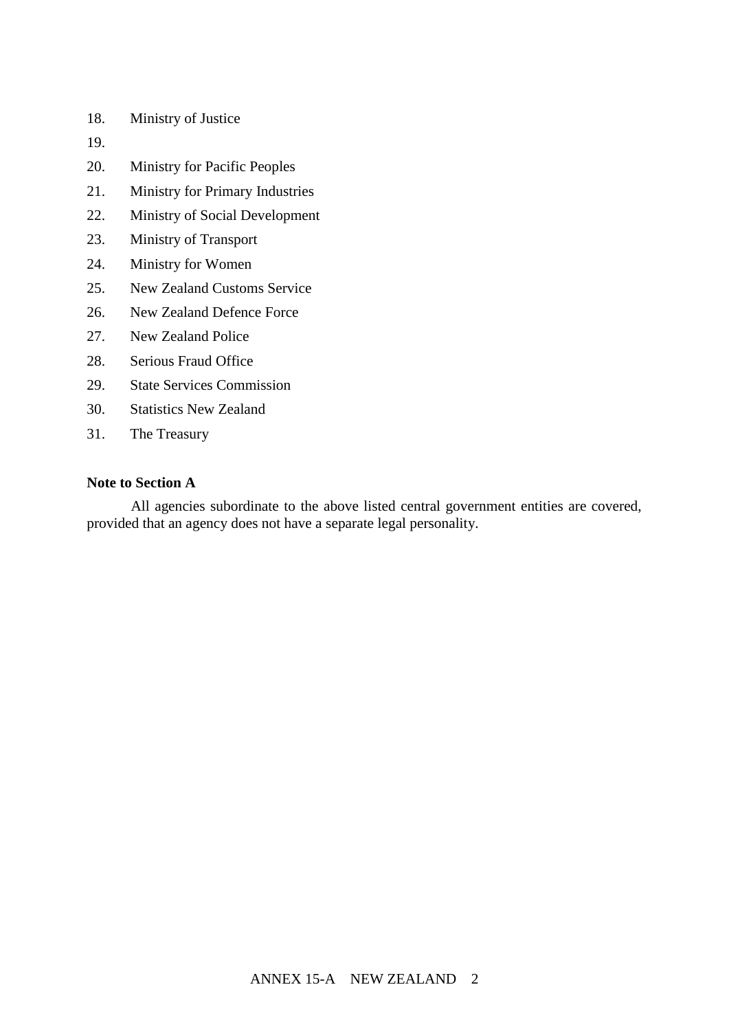18. Ministry of Justice

19.

20. Ministry for Pacific Peoples

21. Ministry for Primary Industries

22. Ministry of Social Development

23. Ministry of Transport

24. Ministry for Women

25. New Zealand Customs Service

26. New Zealand Defence Force

27. New Zealand Police

28. Serious Fraud Office

29. State Services Commission

30. Statistics New Zealand

31. The Treasury

**Note to Section A**

All agencies subordinate to the above listed central government entities are covered, provided that an agency does not have a separate legal personality.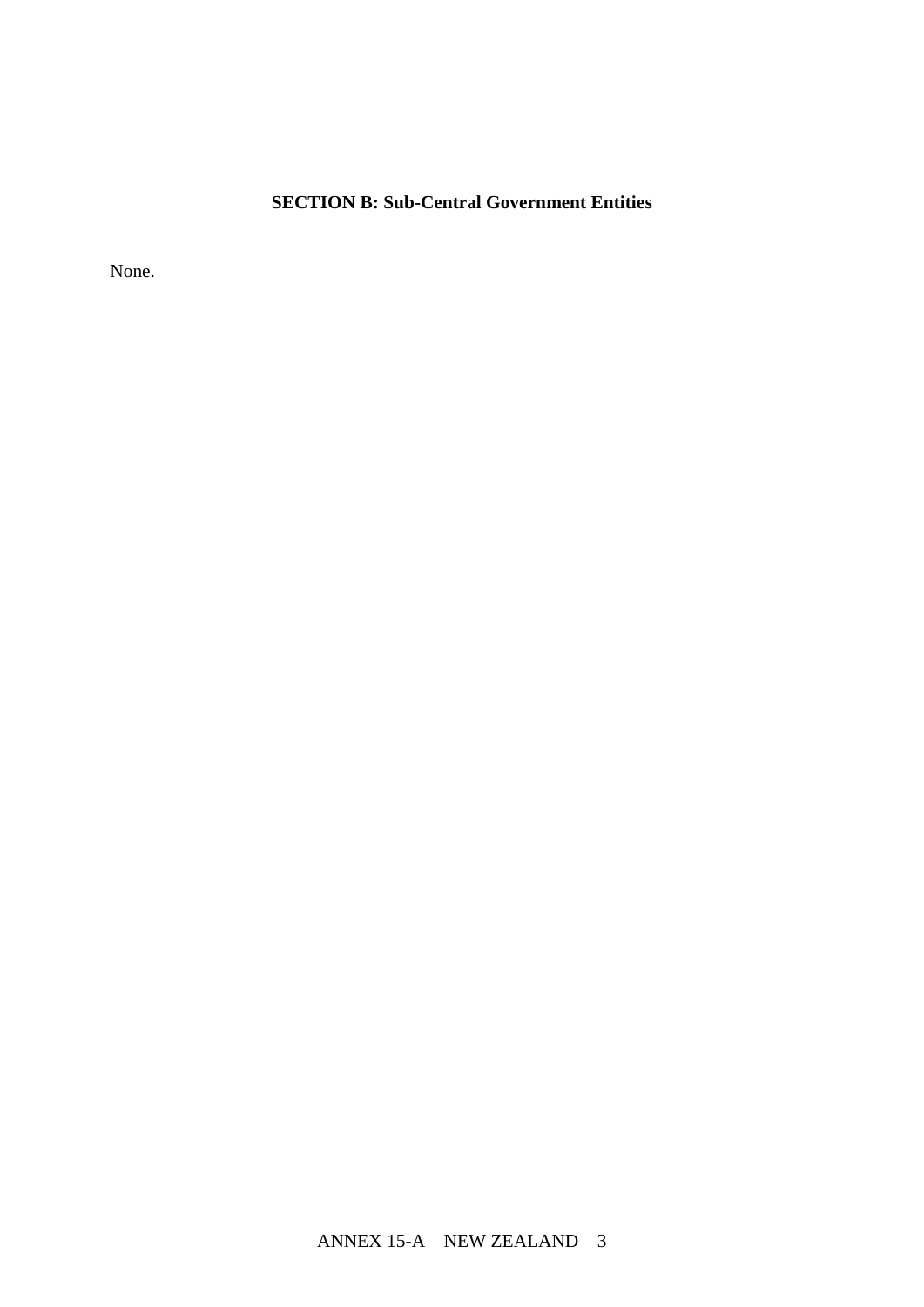**SECTION B: Sub-Central Government Entities**

None.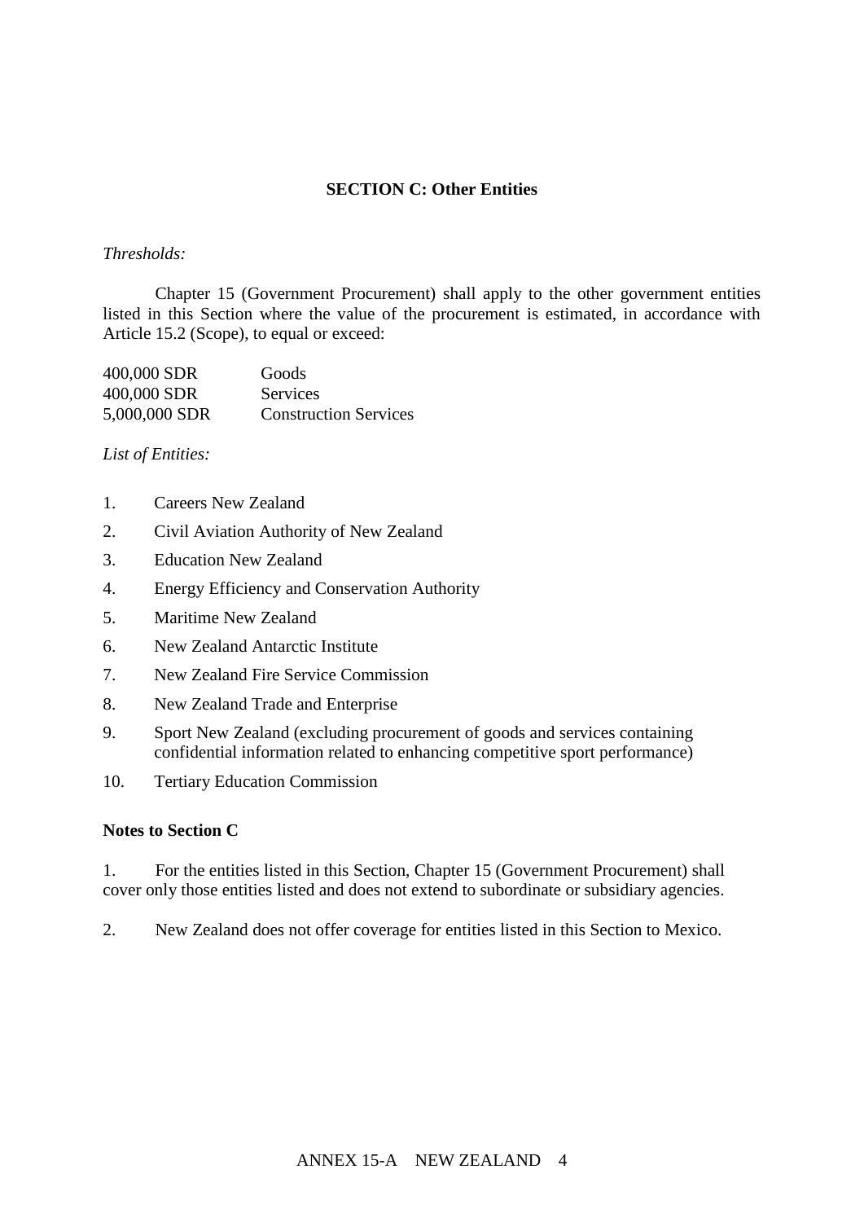## SECTION C: Other Entities

*Thresholds:*

Chapter 15 (Government Procurement) shall apply to the other government entities listed in this Section where the value of the procurement is estimated, in accordance with Article 15.2 (Scope), to equal or exceed:

| | |
|---|---|
| 400,000 SDR | Goods |
| 400,000 SDR | Services |
| 5,000,000 SDR | Construction Services |

*List of Entities:*

1. Careers New Zealand
2. Civil Aviation Authority of New Zealand
3. Education New Zealand
4. Energy Efficiency and Conservation Authority
5. Maritime New Zealand
6. New Zealand Antarctic Institute
7. New Zealand Fire Service Commission
8. New Zealand Trade and Enterprise
9. Sport New Zealand (excluding procurement of goods and services containing confidential information related to enhancing competitive sport performance)
10. Tertiary Education Commission

**Notes to Section C**

1. For the entities listed in this Section, Chapter 15 (Government Procurement) shall cover only those entities listed and does not extend to subordinate or subsidiary agencies.

2. New Zealand does not offer coverage for entities listed in this Section to Mexico.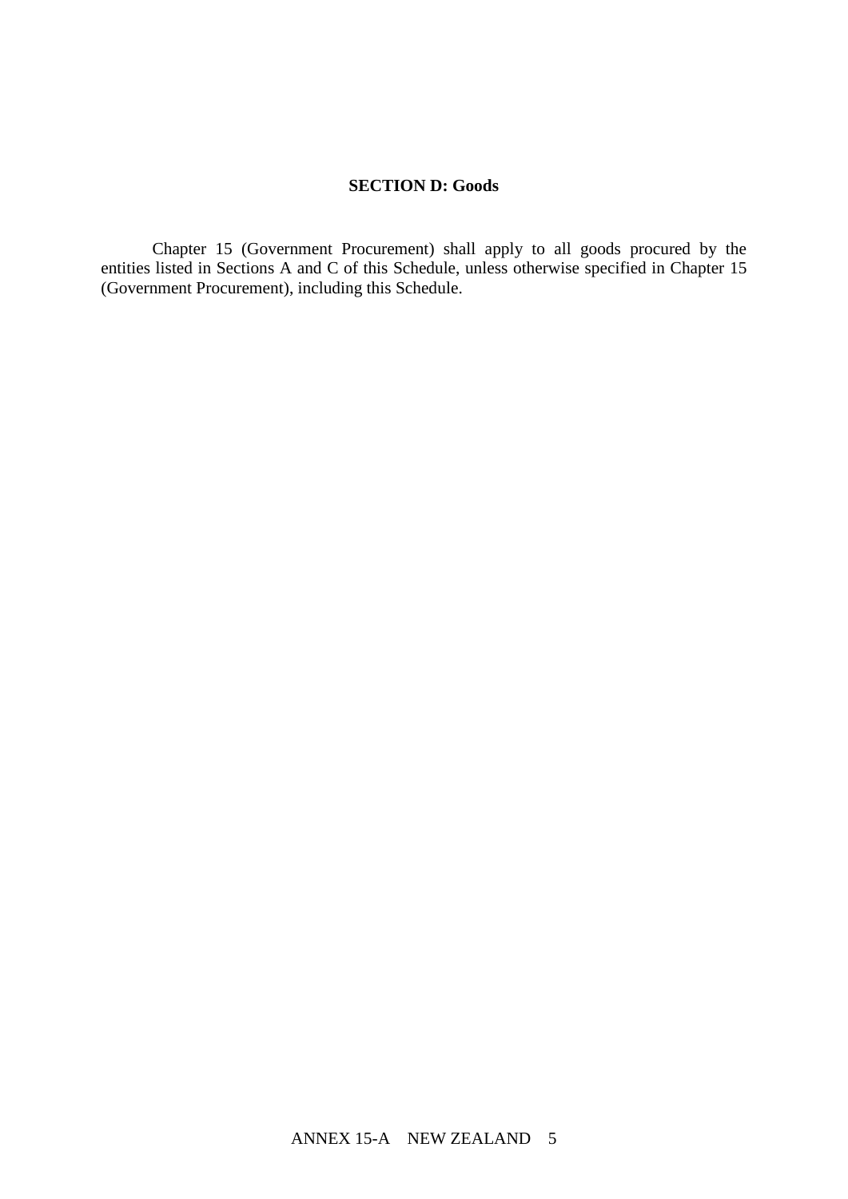## SECTION D: Goods

Chapter 15 (Government Procurement) shall apply to all goods procured by the entities listed in Sections A and C of this Schedule, unless otherwise specified in Chapter 15 (Government Procurement), including this Schedule.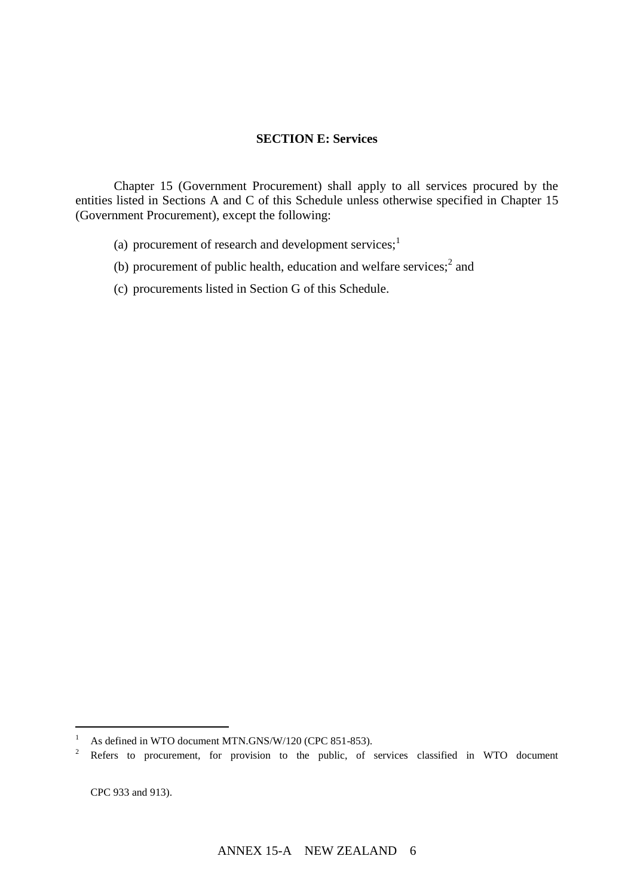## SECTION E: Services

Chapter 15 (Government Procurement) shall apply to all services procured by the entities listed in Sections A and C of this Schedule unless otherwise specified in Chapter 15 (Government Procurement), except the following:

(a) procurement of research and development services;[1]

(b) procurement of public health, education and welfare services;[2] and

(c) procurements listed in Section G of this Schedule.

---

[1] As defined in WTO document MTN.GNS/W/120 (CPC 851-853).

[2] Refers to procurement, for provision to the public, of services classified in WTO document

CPC 933 and 913).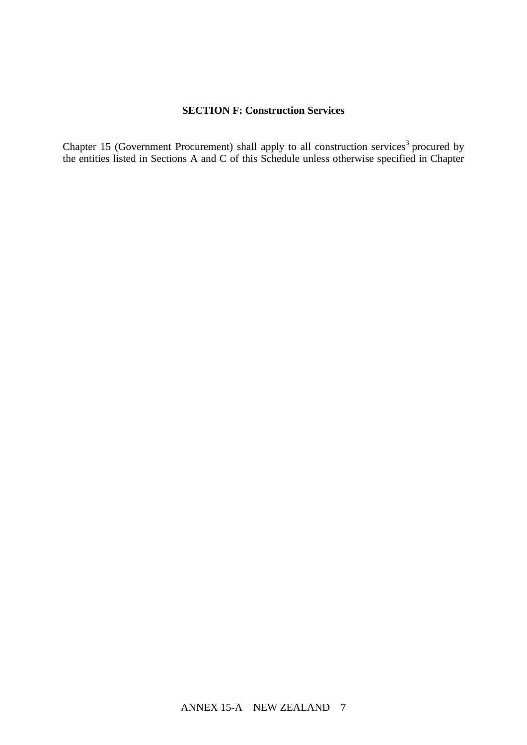**SECTION F: Construction Services**

Chapter 15 (Government Procurement) shall apply to all construction services[3] procured by the entities listed in Sections A and C of this Schedule unless otherwise specified in Chapter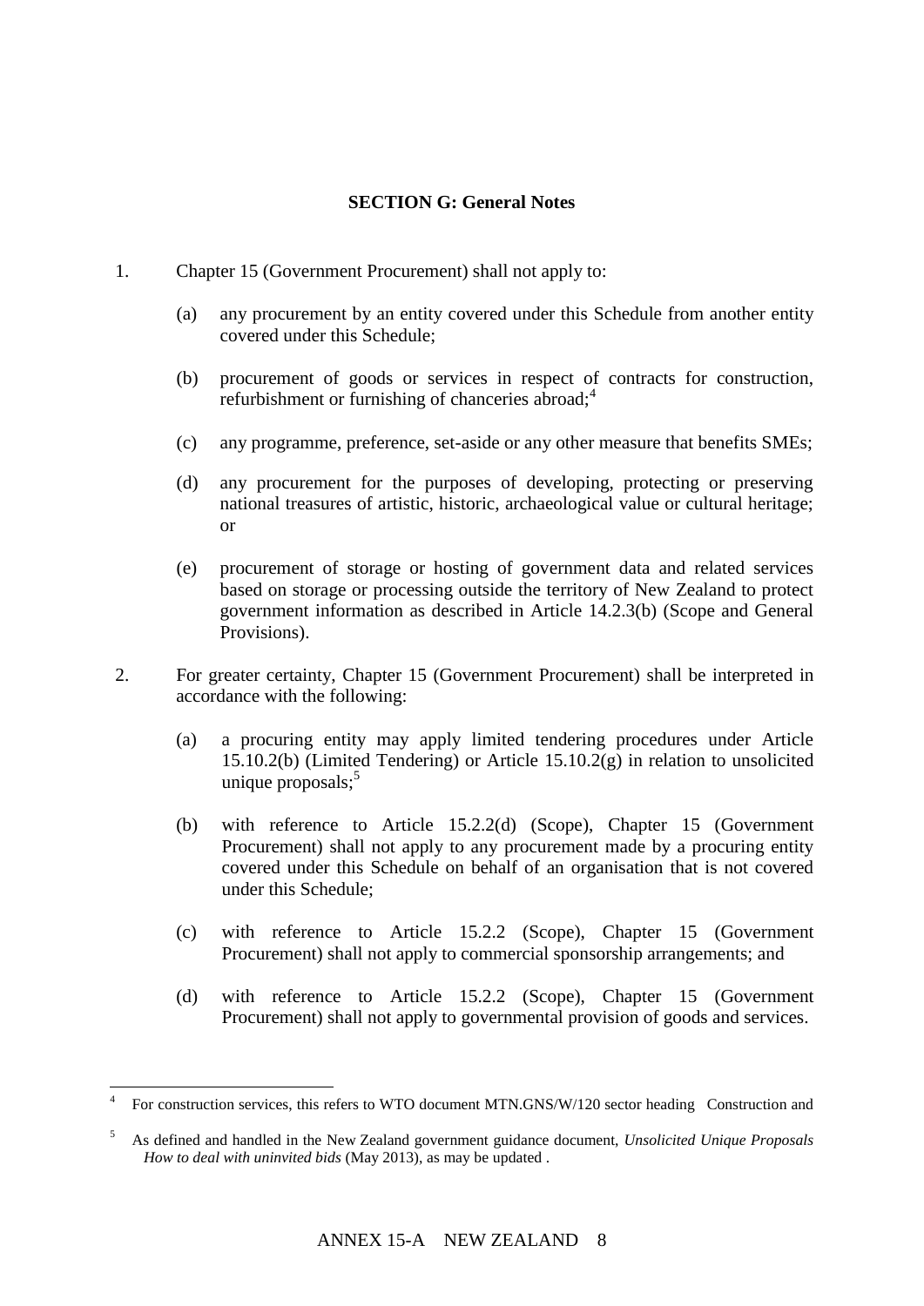**SECTION G: General Notes**

1. Chapter 15 (Government Procurement) shall not apply to:

   (a) any procurement by an entity covered under this Schedule from another entity covered under this Schedule;

   (b) procurement of goods or services in respect of contracts for construction, refurbishment or furnishing of chanceries abroad;[4]

   (c) any programme, preference, set-aside or any other measure that benefits SMEs;

   (d) any procurement for the purposes of developing, protecting or preserving national treasures of artistic, historic, archaeological value or cultural heritage; or

   (e) procurement of storage or hosting of government data and related services based on storage or processing outside the territory of New Zealand to protect government information as described in Article 14.2.3(b) (Scope and General Provisions).

2. For greater certainty, Chapter 15 (Government Procurement) shall be interpreted in accordance with the following:

   (a) a procuring entity may apply limited tendering procedures under Article 15.10.2(b) (Limited Tendering) or Article 15.10.2(g) in relation to unsolicited unique proposals;[5]

   (b) with reference to Article 15.2.2(d) (Scope), Chapter 15 (Government Procurement) shall not apply to any procurement made by a procuring entity covered under this Schedule on behalf of an organisation that is not covered under this Schedule;

   (c) with reference to Article 15.2.2 (Scope), Chapter 15 (Government Procurement) shall not apply to commercial sponsorship arrangements; and

   (d) with reference to Article 15.2.2 (Scope), Chapter 15 (Government Procurement) shall not apply to governmental provision of goods and services.

---

[4] For construction services, this refers to WTO document MTN.GNS/W/120 sector heading Construction and

[5] As defined and handled in the New Zealand government guidance document, *Unsolicited Unique Proposals How to deal with uninvited bids* (May 2013), as may be updated .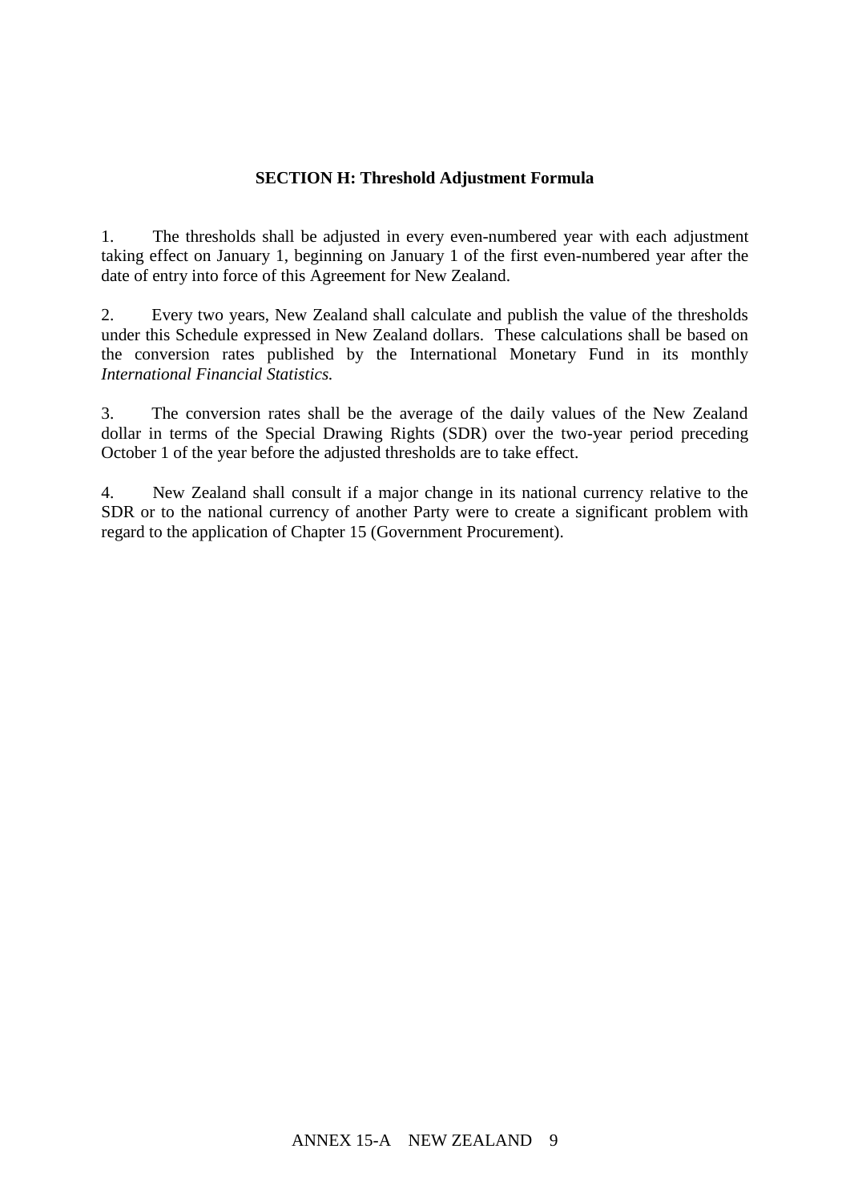## SECTION H: Threshold Adjustment Formula

1. The thresholds shall be adjusted in every even-numbered year with each adjustment taking effect on January 1, beginning on January 1 of the first even-numbered year after the date of entry into force of this Agreement for New Zealand.

2. Every two years, New Zealand shall calculate and publish the value of the thresholds under this Schedule expressed in New Zealand dollars. These calculations shall be based on the conversion rates published by the International Monetary Fund in its monthly *International Financial Statistics.*

3. The conversion rates shall be the average of the daily values of the New Zealand dollar in terms of the Special Drawing Rights (SDR) over the two-year period preceding October 1 of the year before the adjusted thresholds are to take effect.

4. New Zealand shall consult if a major change in its national currency relative to the SDR or to the national currency of another Party were to create a significant problem with regard to the application of Chapter 15 (Government Procurement).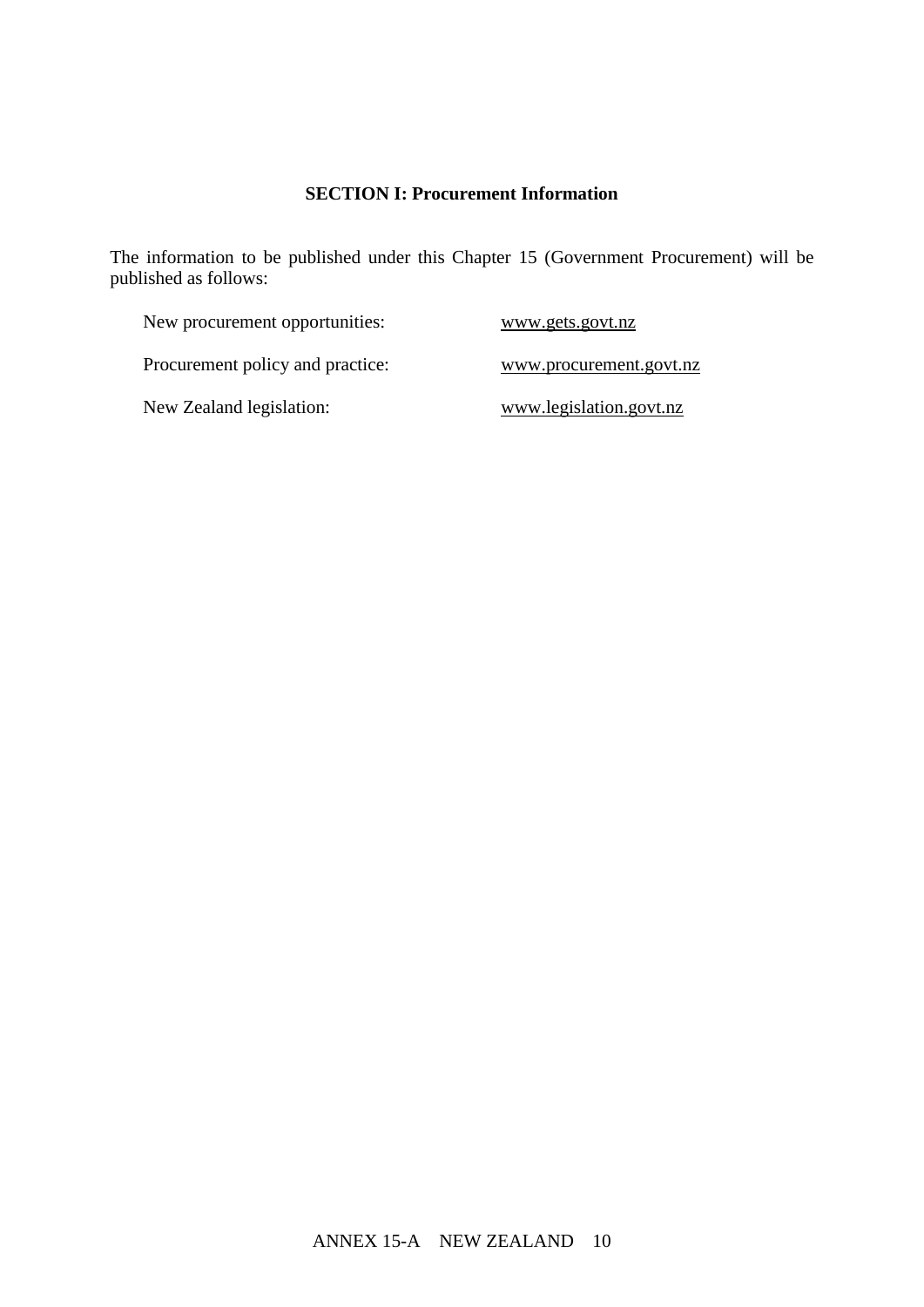## SECTION I: Procurement Information

The information to be published under this Chapter 15 (Government Procurement) will be published as follows:

| | |
|---|---|
| New procurement opportunities: | www.gets.govt.nz |
| Procurement policy and practice: | www.procurement.govt.nz |
| New Zealand legislation: | www.legislation.govt.nz |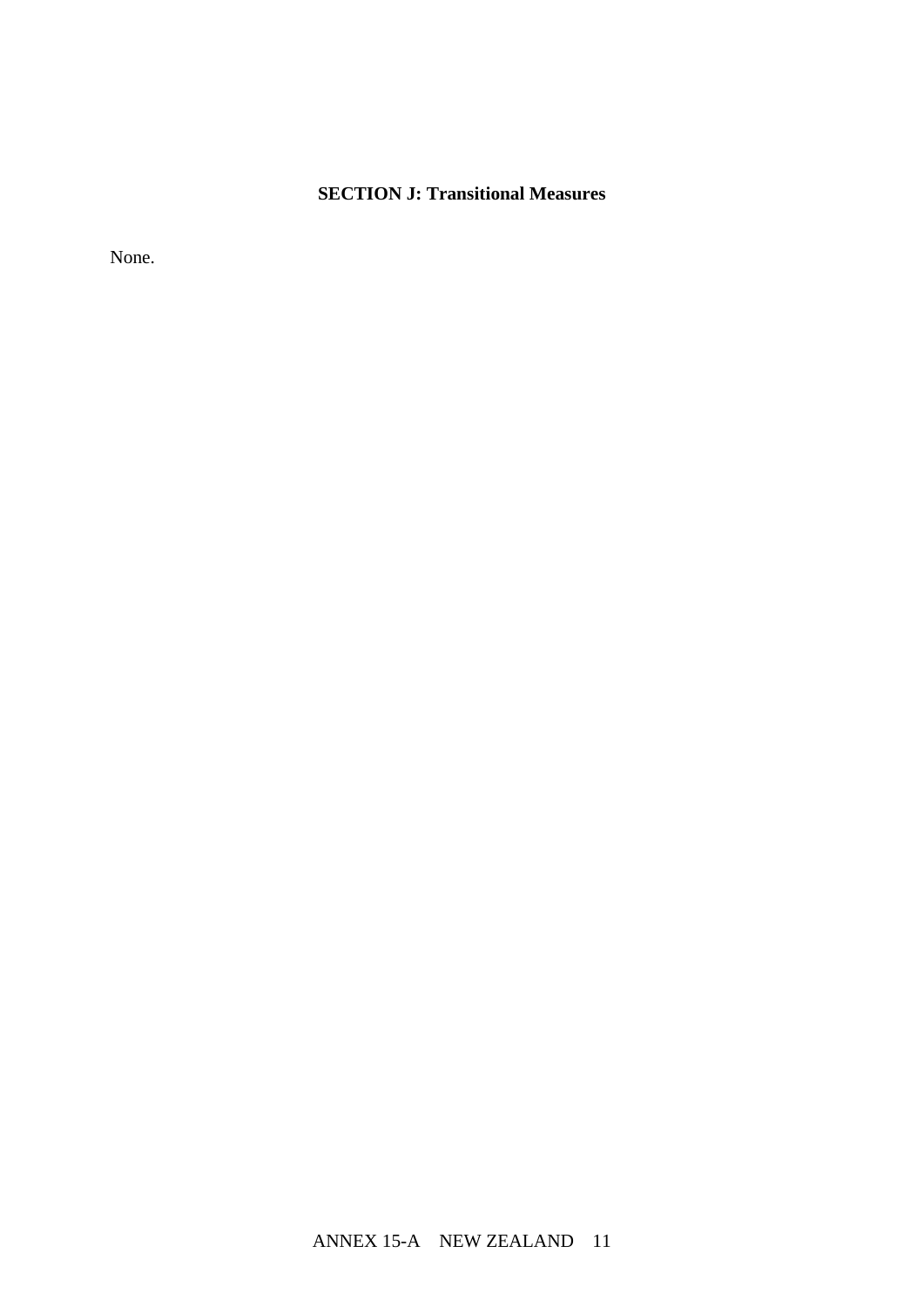## SECTION J: Transitional Measures

None.